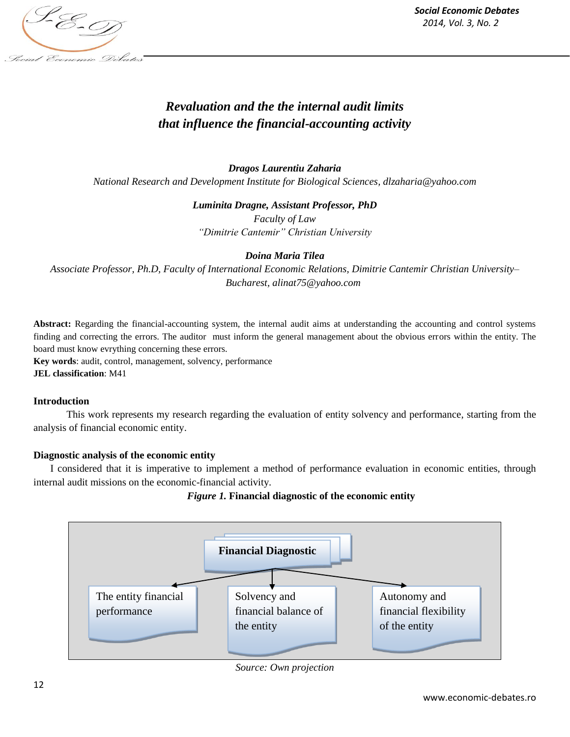# *Revaluation and the the internal audit limits that influence the financial-accounting activity*

***Dragos Laurentiu Zaharia***
*National Research and Development Institute for Biological Sciences, dlzaharia@yahoo.com*

***Luminita Dragne, Assistant Professor, PhD***
*Faculty of Law*
*"Dimitrie Cantemir" Christian University*

***Doina Maria Tilea***
*Associate Professor, Ph.D, Faculty of International Economic Relations, Dimitrie Cantemir Christian University–Bucharest, alinat75@yahoo.com*

**Abstract:** Regarding the financial-accounting system, the internal audit aims at understanding the accounting and control systems finding and correcting the errors. The auditor must inform the general management about the obvious errors within the entity. The board must know evrything concerning these errors.

**Key words**: audit, control, management, solvency, performance

**JEL classification**: M41

## Introduction

This work represents my research regarding the evaluation of entity solvency and performance, starting from the analysis of financial economic entity.

## Diagnostic analysis of the economic entity

I considered that it is imperative to implement a method of performance evaluation in economic entities, through internal audit missions on the economic-financial activity.

***Figure 1.* Financial diagnostic of the economic entity**

- **Financial Diagnostic**
  - The entity financial performance
  - Solvency and financial balance of the entity
  - Autonomy and financial flexibility of the entity

*Source: Own projection*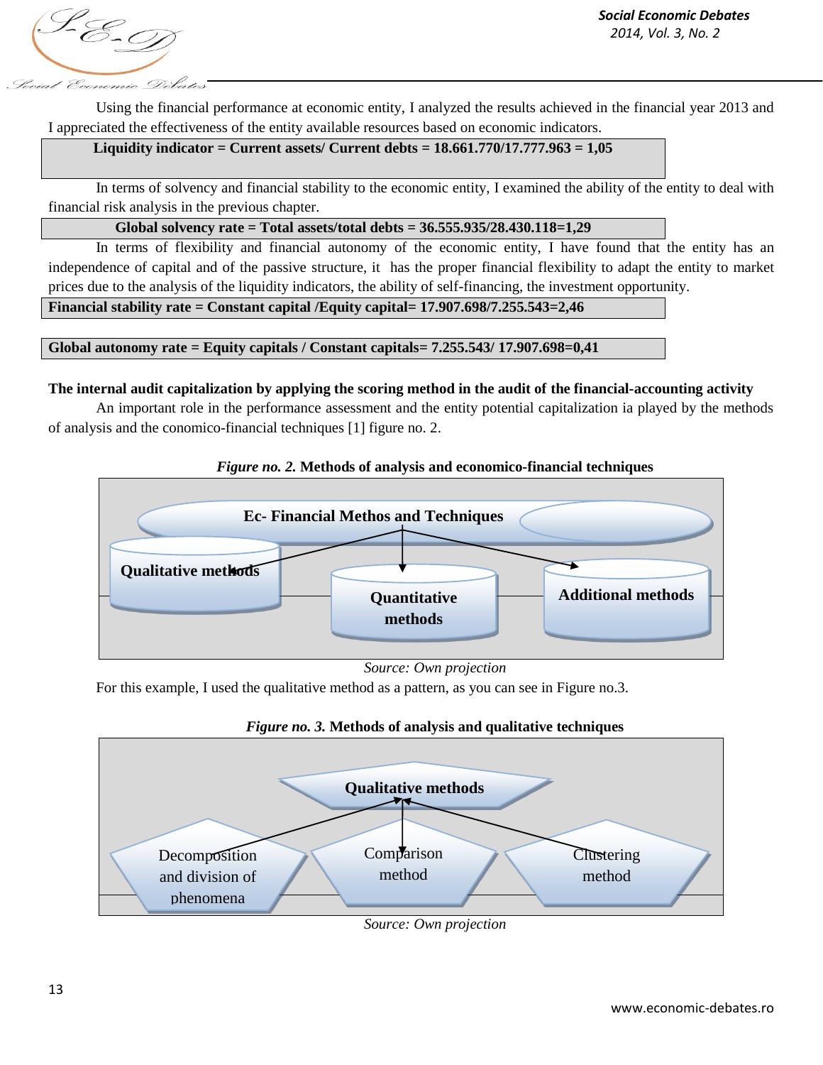Using the financial performance at economic entity, I analyzed the results achieved in the financial year 2013 and I appreciated the effectiveness of the entity available resources based on economic indicators.

**Liquidity indicator = Current assets/ Current debts = 18.661.770/17.777.963 = 1,05**

In terms of solvency and financial stability to the economic entity, I examined the ability of the entity to deal with financial risk analysis in the previous chapter.

**Global solvency rate = Total assets/total debts = 36.555.935/28.430.118=1,29**

In terms of flexibility and financial autonomy of the economic entity, I have found that the entity has an independence of capital and of the passive structure, it has the proper financial flexibility to adapt the entity to market prices due to the analysis of the liquidity indicators, the ability of self-financing, the investment opportunity.

**Financial stability rate = Constant capital /Equity capital= 17.907.698/7.255.543=2,46**

**Global autonomy rate = Equity capitals / Constant capitals= 7.255.543/ 17.907.698=0,41**

**The internal audit capitalization by applying the scoring method in the audit of the financial-accounting activity**

An important role in the performance assessment and the entity potential capitalization ia played by the methods of analysis and the conomico-financial techniques [1] figure no. 2.

***Figure no. 2.* Methods of analysis and economico-financial techniques**

Ec- Financial Methos and Techniques

Qualitative methods | Quantitative methods | Additional methods

*Source: Own projection*

For this example, I used the qualitative method as a pattern, as you can see in Figure no.3.

***Figure no. 3.* Methods of analysis and qualitative techniques**

Qualitative methods

Decomposition and division of phenomena | Comparison method | Clustering method

*Source: Own projection*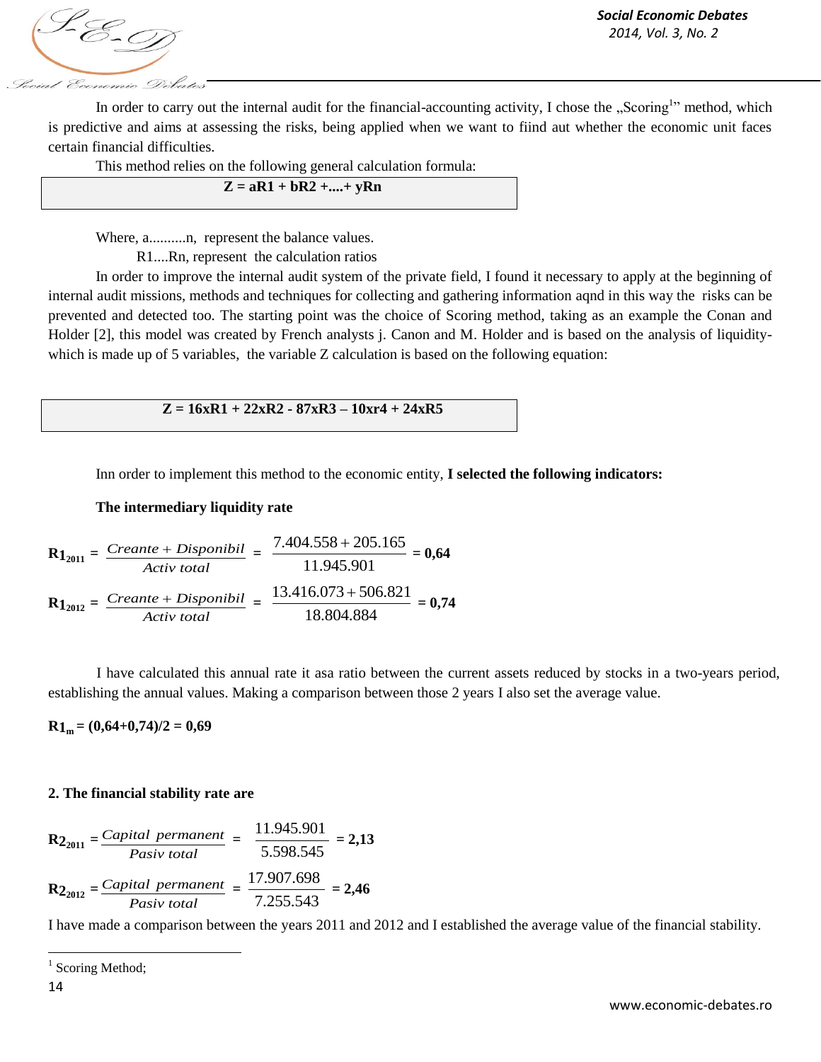In order to carry out the internal audit for the financial-accounting activity, I chose the „Scoring[1]" method, which is predictive and aims at assessing the risks, being applied when we want to fiind aut whether the economic unit faces certain financial difficulties.

This method relies on the following general calculation formula:

$$Z = aR1 + bR2 + .... + yRn$$

Where, a..........n, represent the balance values.

R1....Rn, represent the calculation ratios

In order to improve the internal audit system of the private field, I found it necessary to apply at the beginning of internal audit missions, methods and techniques for collecting and gathering information aqnd in this way the risks can be prevented and detected too. The starting point was the choice of Scoring method, taking as an example the Conan and Holder [2], this model was created by French analysts j. Canon and M. Holder and is based on the analysis of liquidity- which is made up of 5 variables, the variable Z calculation is based on the following equation:

$$Z = 16xR1 + 22xR2 - 87xR3 - 10xr4 + 24xR5$$

Inn order to implement this method to the economic entity, **I selected the following indicators:**

**The intermediary liquidity rate**

$$R1_{2011} = \frac{Creante + Disponibil}{Activ\ total} = \frac{7.404.558 + 205.165}{11.945.901} = 0{,}64$$

$$R1_{2012} = \frac{Creante + Disponibil}{Activ\ total} = \frac{13.416.073 + 506.821}{18.804.884} = 0{,}74$$

I have calculated this annual rate it asa ratio between the current assets reduced by stocks in a two-years period, establishing the annual values. Making a comparison between those 2 years I also set the average value.

$$R1_m = (0{,}64 + 0{,}74)/2 = 0{,}69$$

**2. The financial stability rate are**

$$R2_{2011} = \frac{Capital\ permanent}{Pasiv\ total} = \frac{11.945.901}{5.598.545} = 2{,}13$$

$$R2_{2012} = \frac{Capital\ permanent}{Pasiv\ total} = \frac{17.907.698}{7.255.543} = 2{,}46$$

I have made a comparison between the years 2011 and 2012 and I established the average value of the financial stability.

[1] Scoring Method;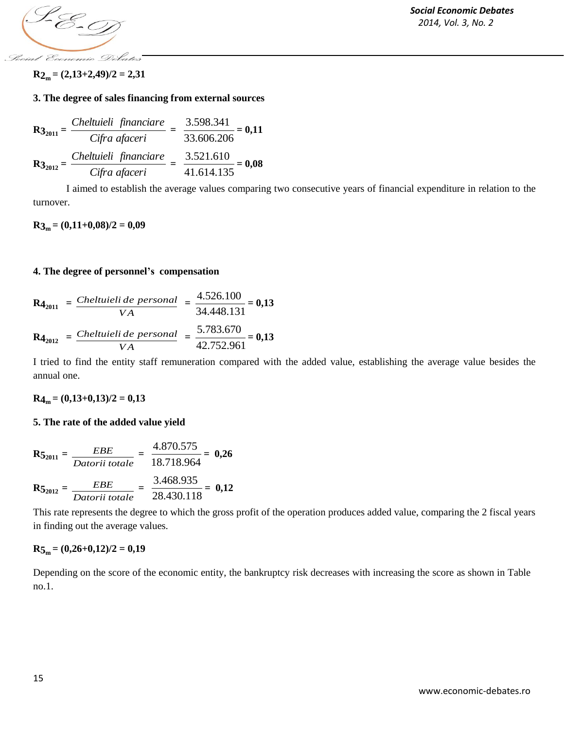$$R2_m = (2{,}13+2{,}49)/2 = 2{,}31$$

**3. The degree of sales financing from external sources**

$$R3_{2011} = \frac{Cheltuieli\ \ financiare}{Cifra\ afaceri} = \frac{3.598.341}{33.606.206} = \mathbf{0{,}11}$$

$$R3_{2012} = \frac{Cheltuieli\ \ financiare}{Cifra\ afaceri} = \frac{3.521.610}{41.614.135} = \mathbf{0{,}08}$$

I aimed to establish the average values comparing two consecutive years of financial expenditure in relation to the turnover.

$$R3_m = (0{,}11+0{,}08)/2 = 0{,}09$$

**4. The degree of personnel's compensation**

$$R4_{2011} = \frac{Cheltuieli\ de\ personal}{VA} = \frac{4.526.100}{34.448.131} = \mathbf{0{,}13}$$

$$R4_{2012} = \frac{Cheltuieli\ de\ personal}{VA} = \frac{5.783.670}{42.752.961} = \mathbf{0{,}13}$$

I tried to find the entity staff remuneration compared with the added value, establishing the average value besides the annual one.

$$R4_m = (0{,}13+0{,}13)/2 = 0{,}13$$

**5. The rate of the added value yield**

$$R5_{2011} = \frac{EBE}{Datorii\ totale} = \frac{4.870.575}{18.718.964} = \mathbf{0{,}26}$$

$$R5_{2012} = \frac{EBE}{Datorii\ totale} = \frac{3.468.935}{28.430.118} = \mathbf{0{,}12}$$

This rate represents the degree to which the gross profit of the operation produces added value, comparing the 2 fiscal years in finding out the average values.

$$R5_m = (0{,}26+0{,}12)/2 = 0{,}19$$

Depending on the score of the economic entity, the bankruptcy risk decreases with increasing the score as shown in Table no.1.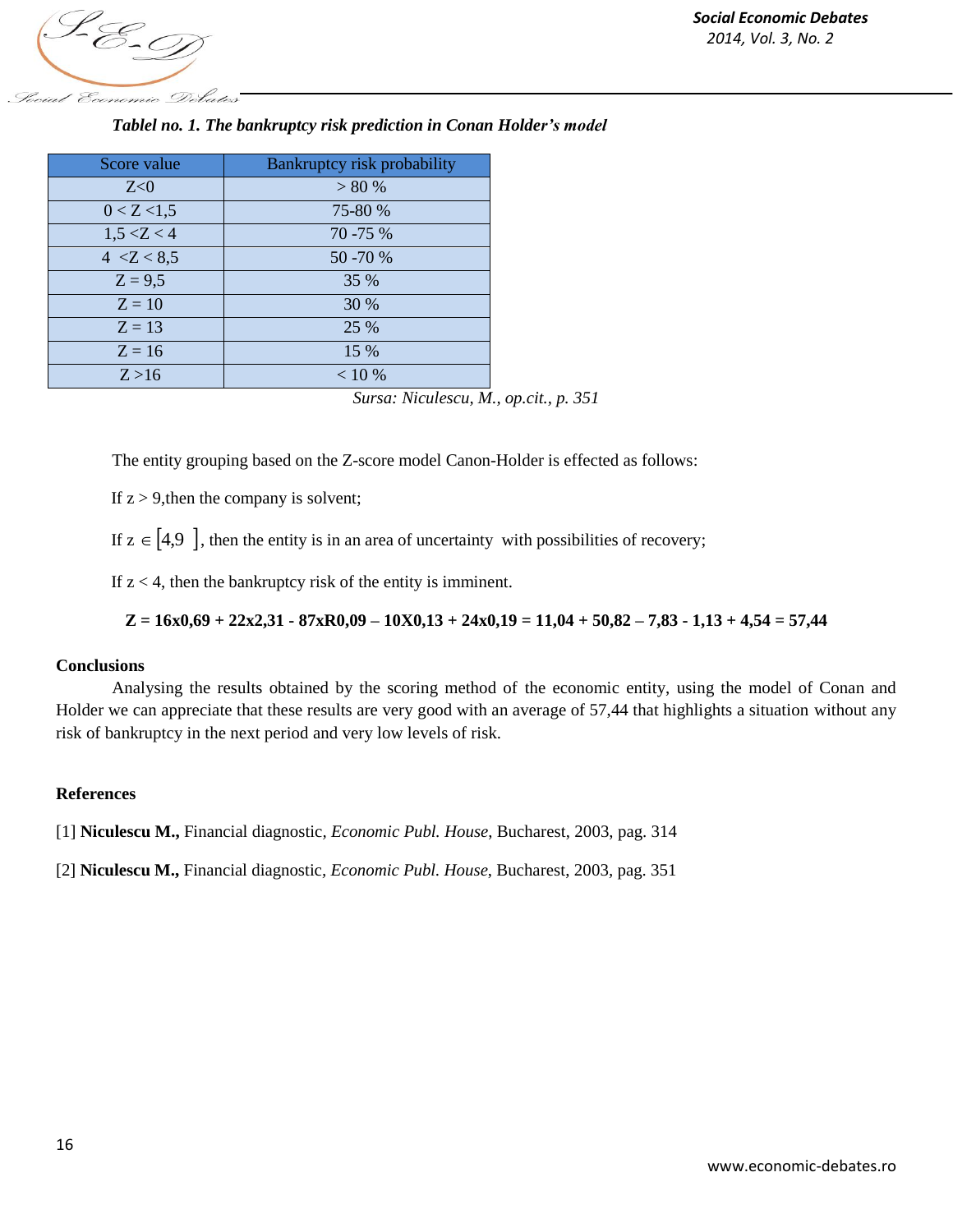*Tablel no. 1. The bankruptcy risk prediction in Conan Holder's model*

| Score value | Bankruptcy risk probability |
|---|---|
| Z<0 | > 80 % |
| 0 < Z <1,5 | 75-80 % |
| 1,5 <Z < 4 | 70 -75 % |
| 4 <Z < 8,5 | 50 -70 % |
| Z = 9,5 | 35 % |
| Z = 10 | 30 % |
| Z = 13 | 25 % |
| Z = 16 | 15 % |
| Z >16 | < 10 % |

*Sursa: Niculescu, M., op.cit., p. 351*

The entity grouping based on the Z-score model Canon-Holder is effected as follows:

If $z > 9$,then the company is solvent;

If $z \in [4,9]$, then the entity is in an area of uncertainty with possibilities of recovery;

If $z < 4$, then the bankruptcy risk of the entity is imminent.

**Z = 16x0,69 + 22x2,31 - 87xR0,09 – 10X0,13 + 24x0,19 = 11,04 + 50,82 – 7,83 - 1,13 + 4,54 = 57,44**

**Conclusions**

Analysing the results obtained by the scoring method of the economic entity, using the model of Conan and Holder we can appreciate that these results are very good with an average of 57,44 that highlights a situation without any risk of bankruptcy in the next period and very low levels of risk.

**References**

[1] **Niculescu M.,** Financial diagnostic, *Economic Publ. House*, Bucharest, 2003, pag. 314

[2] **Niculescu M.,** Financial diagnostic, *Economic Publ. House*, Bucharest, 2003, pag. 351